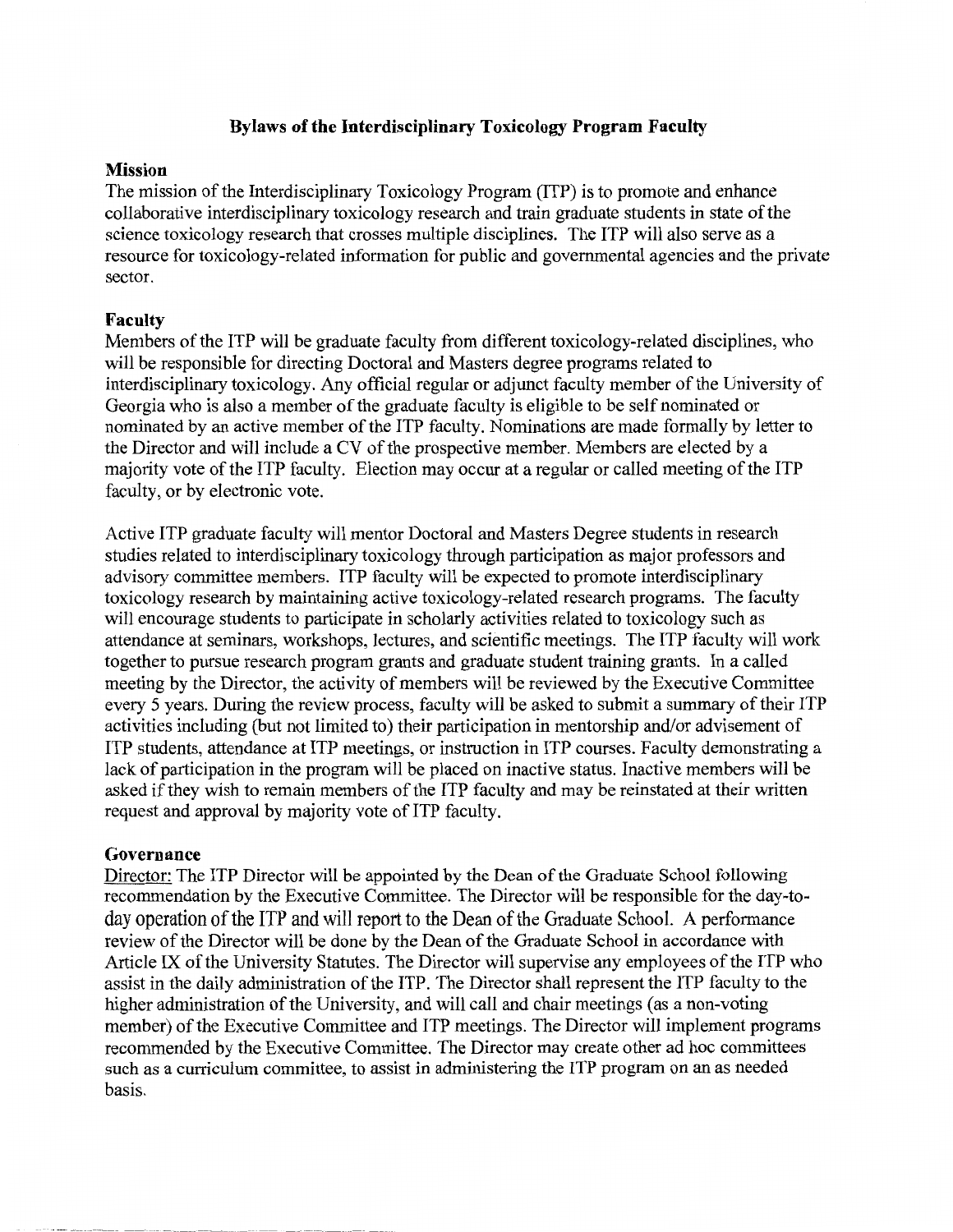# Bylaws of the Interdisciplinary Toxicology Program Faculty

## Mission

The mission of the Interdisciplinary Toxicology Program (ITP) is to promote and enhance collaborative interdisciplinary toxicology research and train graduate students in state of the science toxicology research that crosses multiple disciplines. The ITP will also serve as a resource for toxicology-related information for public and governmental agencies and the private sector.

## Faculty

Members of the ITP will be graduate faculty from different toxicology-related disciplines, who will be responsible for directing Doctoral and Masters degree programs related to interdisciplinary toxicology. Any official regular or adjunct faculty member of the University of Georgia who is also a member of the graduate faculty is eligible to be self nominated or nominated by an active member of the ITP faculty. Nominations are made formally by letter to the Director and will include a CV of the prospective member. Members are elected by a majority vote of the ITP faculty. Election may occur at a regular or called meeting of the ITP faculty, or by electronic vote.

Active ITP graduate faculty will mentor Doctoral and Masters Degree students in research studies related to interdisciplinary toxicology through participation as major professors and advisory committee members. ITP faculty will be expected to promote interdisciplinary toxicology research by maintaining active toxicology-related research programs. The faculty will encourage students to participate in scholarly activities related to toxicology such as attendance at seminars, workshops, lectures, and scientific meetings. The ITP faculty will work together to pursue research program grants and graduate student training grants. In a called meeting by the Director, the activity of members will be reviewed by the Executive Committee every 5 years. During the review process, faculty will be asked to submit a summary of their ITP activities including (but not limited to) their participation in mentorship and/or advisement of ITP students, attendance at ITP meetings, or instruction in ITP courses. Faculty demonstrating a lack of participation in the program will be placed on inactive status. Inactive members will be asked if they wish to remain members of the ITP faculty and may be reinstated at their written request and approval by majority vote of ITP faculty.

## Governance

Director: The ITP Director will be appointed by the Dean of the Graduate School following recommendation by the Executive Committee. The Director will be responsible for the day-to-day operation of the ITP and will report to the Dean of the Graduate School. A performance review of the Director will be done by the Dean of the Graduate School in accordance with Article IX of the University Statutes. The Director will supervise any employees of the ITP who assist in the daily administration of the ITP. The Director shall represent the ITP faculty to the higher administration of the University, and will call and chair meetings (as a non-voting member) of the Executive Committee and ITP meetings. The Director will implement programs recommended by the Executive Committee. The Director may create other ad hoc committees such as a curriculum committee, to assist in administering the ITP program on an as needed basis.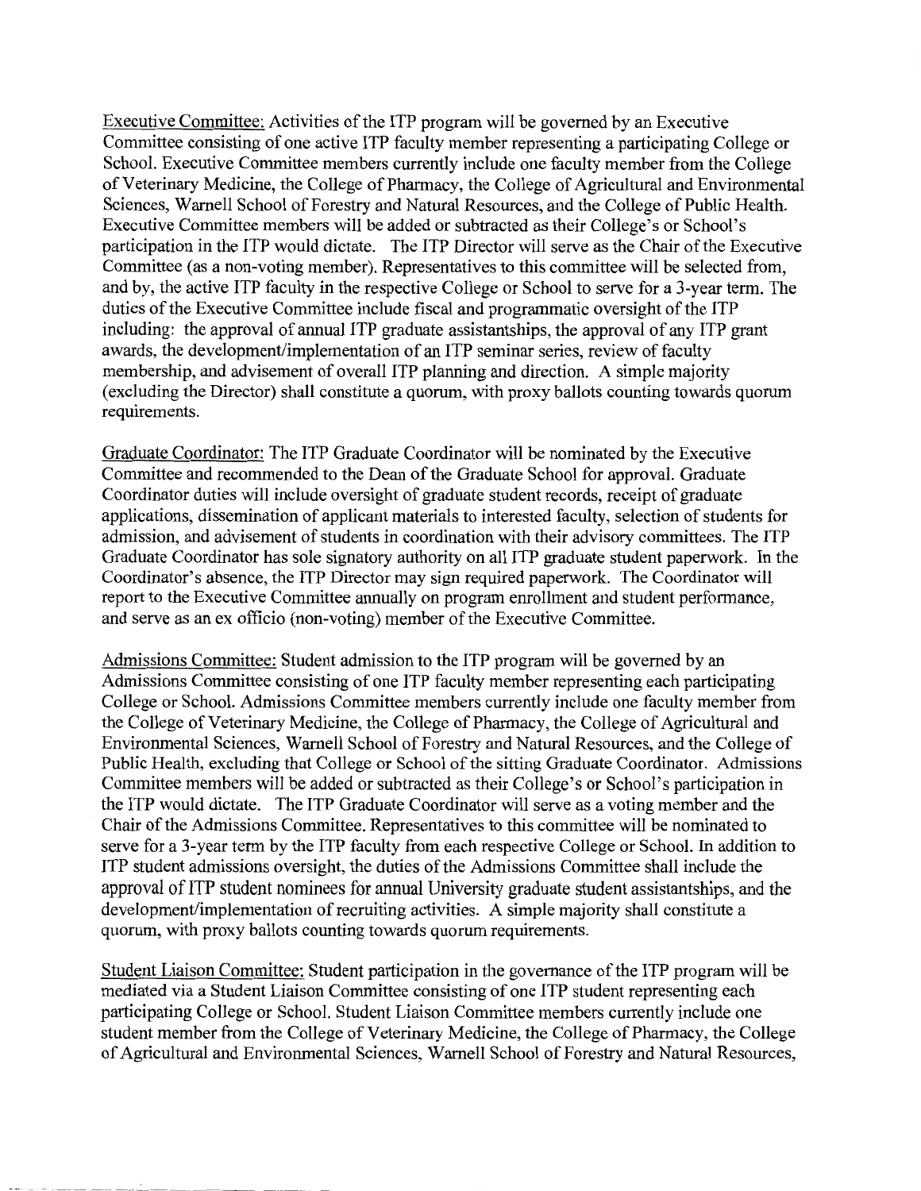Executive Committee: Activities of the ITP program will be governed by an Executive Committee consisting of one active ITP faculty member representing a participating College or School. Executive Committee members currently include one faculty member from the College of Veterinary Medicine, the College of Pharmacy, the College of Agricultural and Environmental Sciences, Warnell School of Forestry and Natural Resources, and the College of Public Health. Executive Committee members will be added or subtracted as their College's or School's participation in the ITP would dictate. The ITP Director will serve as the Chair of the Executive Committee (as a non-voting member). Representatives to this committee will be selected from, and by, the active ITP faculty in the respective College or School to serve for a 3-year term. The duties of the Executive Committee include fiscal and programmatic oversight of the ITP including: the approval of annual ITP graduate assistantships, the approval of any ITP grant awards, the development/implementation of an ITP seminar series, review of faculty membership, and advisement of overall ITP planning and direction. A simple majority (excluding the Director) shall constitute a quorum, with proxy ballots counting towards quorum requirements.

Graduate Coordinator: The ITP Graduate Coordinator will be nominated by the Executive Committee and recommended to the Dean of the Graduate School for approval. Graduate Coordinator duties will include oversight of graduate student records, receipt of graduate applications, dissemination of applicant materials to interested faculty, selection of students for admission, and advisement of students in coordination with their advisory committees. The ITP Graduate Coordinator has sole signatory authority on all ITP graduate student paperwork. In the Coordinator's absence, the ITP Director may sign required paperwork. The Coordinator will report to the Executive Committee annually on program enrollment and student performance, and serve as an ex officio (non-voting) member of the Executive Committee.

Admissions Committee: Student admission to the ITP program will be governed by an Admissions Committee consisting of one ITP faculty member representing each participating College or School. Admissions Committee members currently include one faculty member from the College of Veterinary Medicine, the College of Pharmacy, the College of Agricultural and Environmental Sciences, Warnell School of Forestry and Natural Resources, and the College of Public Health, excluding that College or School of the sitting Graduate Coordinator. Admissions Committee members will be added or subtracted as their College's or School's participation in the ITP would dictate. The ITP Graduate Coordinator will serve as a voting member and the Chair of the Admissions Committee. Representatives to this committee will be nominated to serve for a 3-year term by the ITP faculty from each respective College or School. In addition to ITP student admissions oversight, the duties of the Admissions Committee shall include the approval of ITP student nominees for annual University graduate student assistantships, and the development/implementation of recruiting activities. A simple majority shall constitute a quorum, with proxy ballots counting towards quorum requirements.

Student Liaison Committee: Student participation in the governance of the ITP program will be mediated via a Student Liaison Committee consisting of one ITP student representing each participating College or School. Student Liaison Committee members currently include one student member from the College of Veterinary Medicine, the College of Pharmacy, the College of Agricultural and Environmental Sciences, Warnell School of Forestry and Natural Resources,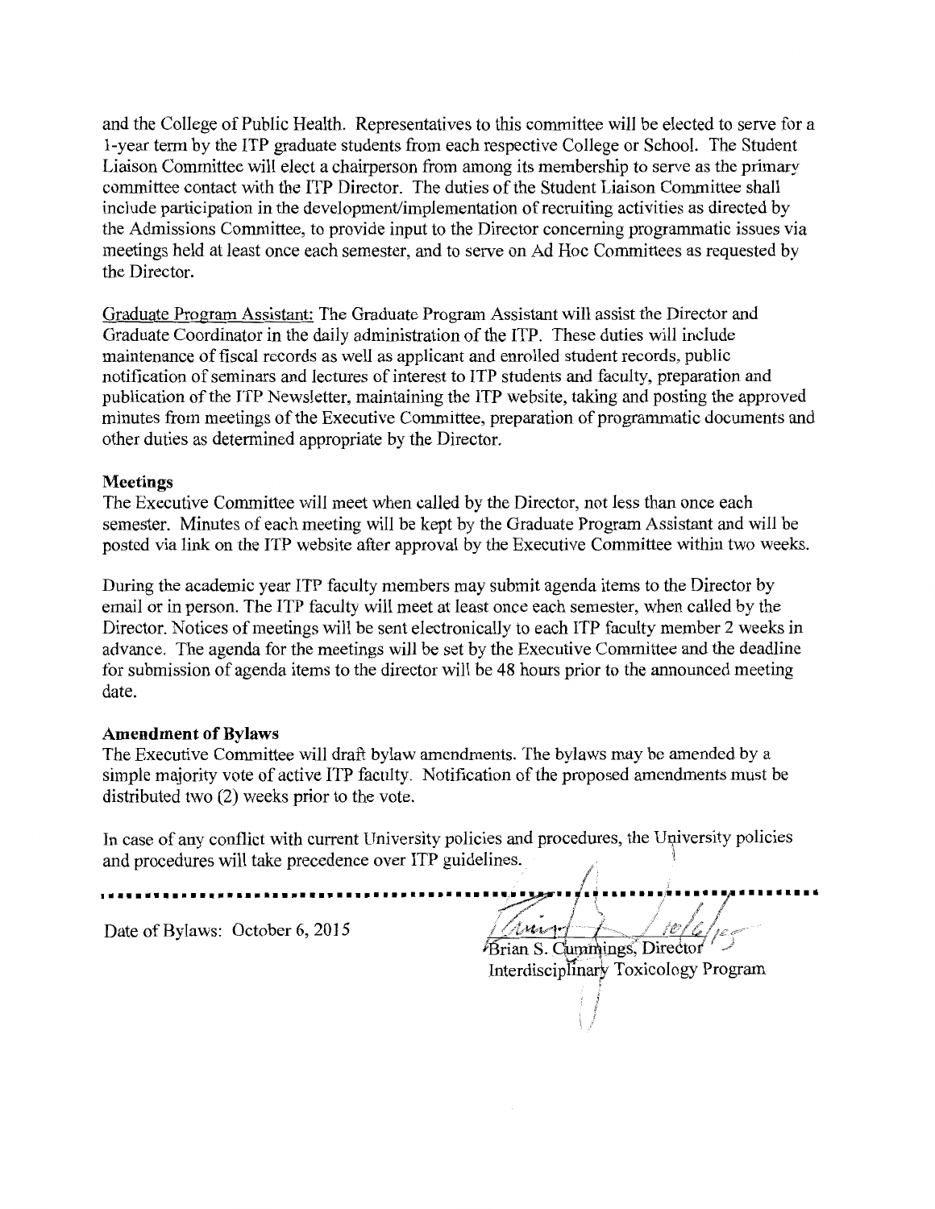and the College of Public Health. Representatives to this committee will be elected to serve for a 1-year term by the ITP graduate students from each respective College or School. The Student Liaison Committee will elect a chairperson from among its membership to serve as the primary committee contact with the ITP Director. The duties of the Student Liaison Committee shall include participation in the development/implementation of recruiting activities as directed by the Admissions Committee, to provide input to the Director concerning programmatic issues via meetings held at least once each semester, and to serve on Ad Hoc Committees as requested by the Director.

Graduate Program Assistant: The Graduate Program Assistant will assist the Director and Graduate Coordinator in the daily administration of the ITP. These duties will include maintenance of fiscal records as well as applicant and enrolled student records, public notification of seminars and lectures of interest to ITP students and faculty, preparation and publication of the ITP Newsletter, maintaining the ITP website, taking and posting the approved minutes from meetings of the Executive Committee, preparation of programmatic documents and other duties as determined appropriate by the Director.

**Meetings**

The Executive Committee will meet when called by the Director, not less than once each semester. Minutes of each meeting will be kept by the Graduate Program Assistant and will be posted via link on the ITP website after approval by the Executive Committee within two weeks.

During the academic year ITP faculty members may submit agenda items to the Director by email or in person. The ITP faculty will meet at least once each semester, when called by the Director. Notices of meetings will be sent electronically to each ITP faculty member 2 weeks in advance. The agenda for the meetings will be set by the Executive Committee and the deadline for submission of agenda items to the director will be 48 hours prior to the announced meeting date.

**Amendment of Bylaws**

The Executive Committee will draft bylaw amendments. The bylaws may be amended by a simple majority vote of active ITP faculty. Notification of the proposed amendments must be distributed two (2) weeks prior to the vote.

In case of any conflict with current University policies and procedures, the University policies and procedures will take precedence over ITP guidelines.

Date of Bylaws: October 6, 2015

10/6/15

Brian S. Cummings, Director
Interdisciplinary Toxicology Program